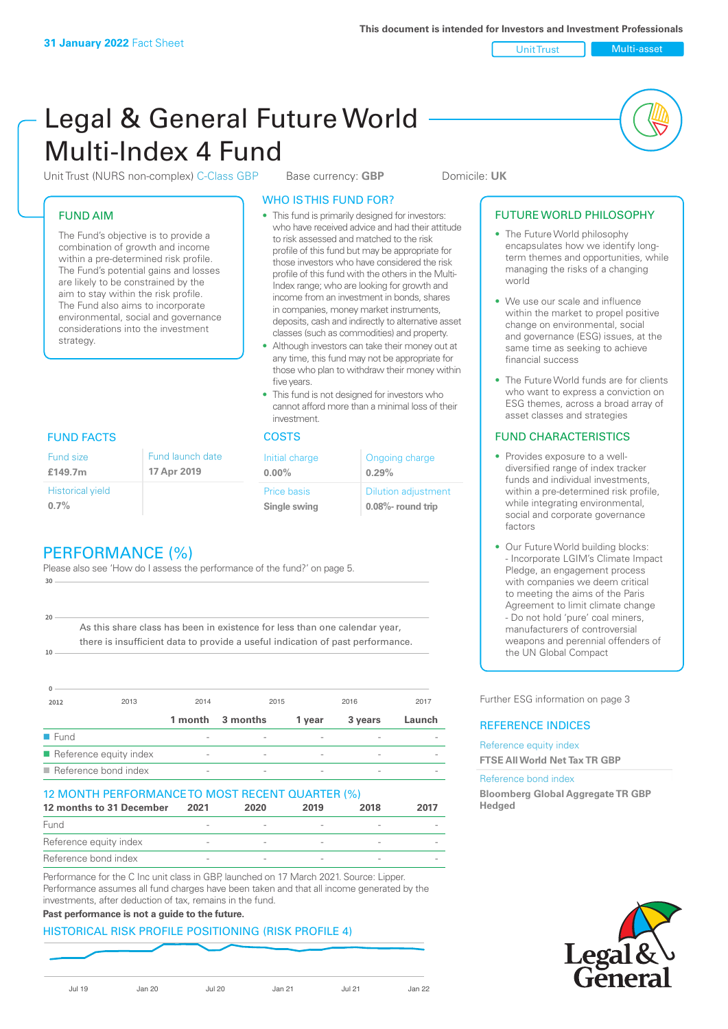**31 January 2022** Fact Sheet

This document is intended for Investors and Investment Professionals

Unit Trust | Multi-asset

# Legal & General Future World Multi-Index 4 Fund

Unit Trust (NURS non-complex) C-Class GBP    Base currency: **GBP**    Domicile: **UK**

## FUND AIM

The Fund's objective is to provide a combination of growth and income within a pre-determined risk profile. The Fund's potential gains and losses are likely to be constrained by the aim to stay within the risk profile. The Fund also aims to incorporate environmental, social and governance considerations into the investment strategy.

## WHO IS THIS FUND FOR?

- This fund is primarily designed for investors: who have received advice and had their attitude to risk assessed and matched to the risk profile of this fund but may be appropriate for those investors who have considered the risk profile of this fund with the others in the Multi-Index range; who are looking for growth and income from an investment in bonds, shares in companies, money market instruments, deposits, cash and indirectly to alternative asset classes (such as commodities) and property.
- Although investors can take their money out at any time, this fund may not be appropriate for those who plan to withdraw their money within five years.
- This fund is not designed for investors who cannot afford more than a minimal loss of their investment.

## FUTURE WORLD PHILOSOPHY

- The Future World philosophy encapsulates how we identify long-term themes and opportunities, while managing the risks of a changing world
- We use our scale and influence within the market to propel positive change on environmental, social and governance (ESG) issues, at the same time as seeking to achieve financial success
- The Future World funds are for clients who want to express a conviction on ESG themes, across a broad array of asset classes and strategies

## FUND FACTS

| Fund size | Fund launch date |
|---|---|
| **£149.7m** | **17 Apr 2019** |
| Historical yield | |
| **0.7%** | |

## COSTS

| Initial charge | Ongoing charge |
|---|---|
| **0.00%** | **0.29%** |
| Price basis | Dilution adjustment |
| **Single swing** | **0.08%- round trip** |

## FUND CHARACTERISTICS

- Provides exposure to a well-diversified range of index tracker funds and individual investments, within a pre-determined risk profile, while integrating environmental, social and corporate governance factors
- Our Future World building blocks:
  - Incorporate LGIM's Climate Impact Pledge, an engagement process with companies we deem critical to meeting the aims of the Paris Agreement to limit climate change
  - Do not hold 'pure' coal miners, manufacturers of controversial weapons and perennial offenders of the UN Global Compact

Further ESG information on page 3

## PERFORMANCE (%)

Please also see 'How do I assess the performance of the fund?' on page 5.

As this share class has been in existence for less than one calendar year, there is insufficient data to provide a useful indication of past performance.

| | 1 month | 3 months | 1 year | 3 years | Launch |
|---|---|---|---|---|---|
| Fund | - | - | - | - | - |
| Reference equity index | - | - | - | - | - |
| Reference bond index | - | - | - | - | - |

## 12 MONTH PERFORMANCE TO MOST RECENT QUARTER (%)

| 12 months to 31 December | 2021 | 2020 | 2019 | 2018 | 2017 |
|---|---|---|---|---|---|
| Fund | - | - | - | - | - |
| Reference equity index | - | - | - | - | - |
| Reference bond index | - | - | - | - | - |

Performance for the C Inc unit class in GBP, launched on 17 March 2021. Source: Lipper. Performance assumes all fund charges have been taken and that all income generated by the investments, after deduction of tax, remains in the fund.

**Past performance is not a guide to the future.**

## REFERENCE INDICES

Reference equity index
**FTSE All World Net Tax TR GBP**

Reference bond index
**Bloomberg Global Aggregate TR GBP Hedged**

## HISTORICAL RISK PROFILE POSITIONING (RISK PROFILE 4)

Jul 19 | Jan 20 | Jul 20 | Jan 21 | Jul 21 | Jan 22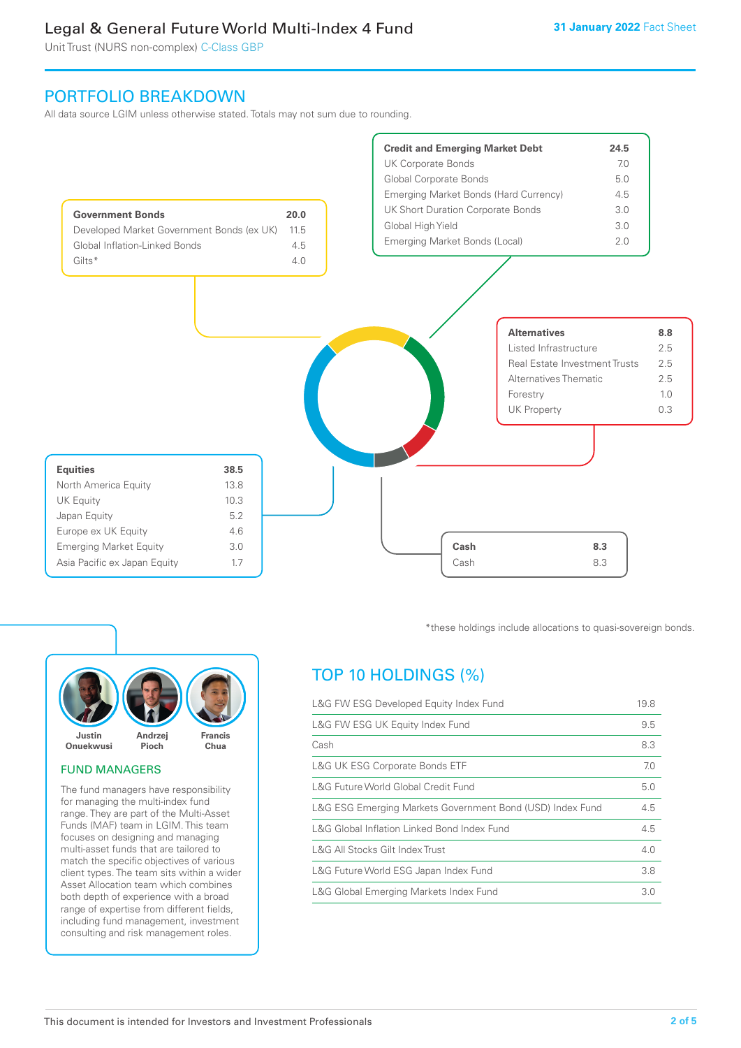## PORTFOLIO BREAKDOWN

All data source LGIM unless otherwise stated. Totals may not sum due to rounding.

| Government Bonds | 20.0 |
|---|---|
| Developed Market Government Bonds (ex UK) | 11.5 |
| Global Inflation-Linked Bonds | 4.5 |
| Gilts* | 4.0 |

| Credit and Emerging Market Debt | 24.5 |
|---|---|
| UK Corporate Bonds | 7.0 |
| Global Corporate Bonds | 5.0 |
| Emerging Market Bonds (Hard Currency) | 4.5 |
| UK Short Duration Corporate Bonds | 3.0 |
| Global High Yield | 3.0 |
| Emerging Market Bonds (Local) | 2.0 |

| Alternatives | 8.8 |
|---|---|
| Listed Infrastructure | 2.5 |
| Real Estate Investment Trusts | 2.5 |
| Alternatives Thematic | 2.5 |
| Forestry | 1.0 |
| UK Property | 0.3 |

| Equities | 38.5 |
|---|---|
| North America Equity | 13.8 |
| UK Equity | 10.3 |
| Japan Equity | 5.2 |
| Europe ex UK Equity | 4.6 |
| Emerging Market Equity | 3.0 |
| Asia Pacific ex Japan Equity | 1.7 |

| Cash | 8.3 |
|---|---|
| Cash | 8.3 |

*these holdings include allocations to quasi-sovereign bonds.

Justin Onuekwusi, Andrzej Pioch, Francis Chua

### FUND MANAGERS

The fund managers have responsibility for managing the multi-index fund range. They are part of the Multi-Asset Funds (MAF) team in LGIM. This team focuses on designing and managing multi-asset funds that are tailored to match the specific objectives of various client types. The team sits within a wider Asset Allocation team which combines both depth of experience with a broad range of expertise from different fields, including fund management, investment consulting and risk management roles.

## TOP 10 HOLDINGS (%)

| Holding | % |
|---|---|
| L&G FW ESG Developed Equity Index Fund | 19.8 |
| L&G FW ESG UK Equity Index Fund | 9.5 |
| Cash | 8.3 |
| L&G UK ESG Corporate Bonds ETF | 7.0 |
| L&G Future World Global Credit Fund | 5.0 |
| L&G ESG Emerging Markets Government Bond (USD) Index Fund | 4.5 |
| L&G Global Inflation Linked Bond Index Fund | 4.5 |
| L&G All Stocks Gilt Index Trust | 4.0 |
| L&G Future World ESG Japan Index Fund | 3.8 |
| L&G Global Emerging Markets Index Fund | 3.0 |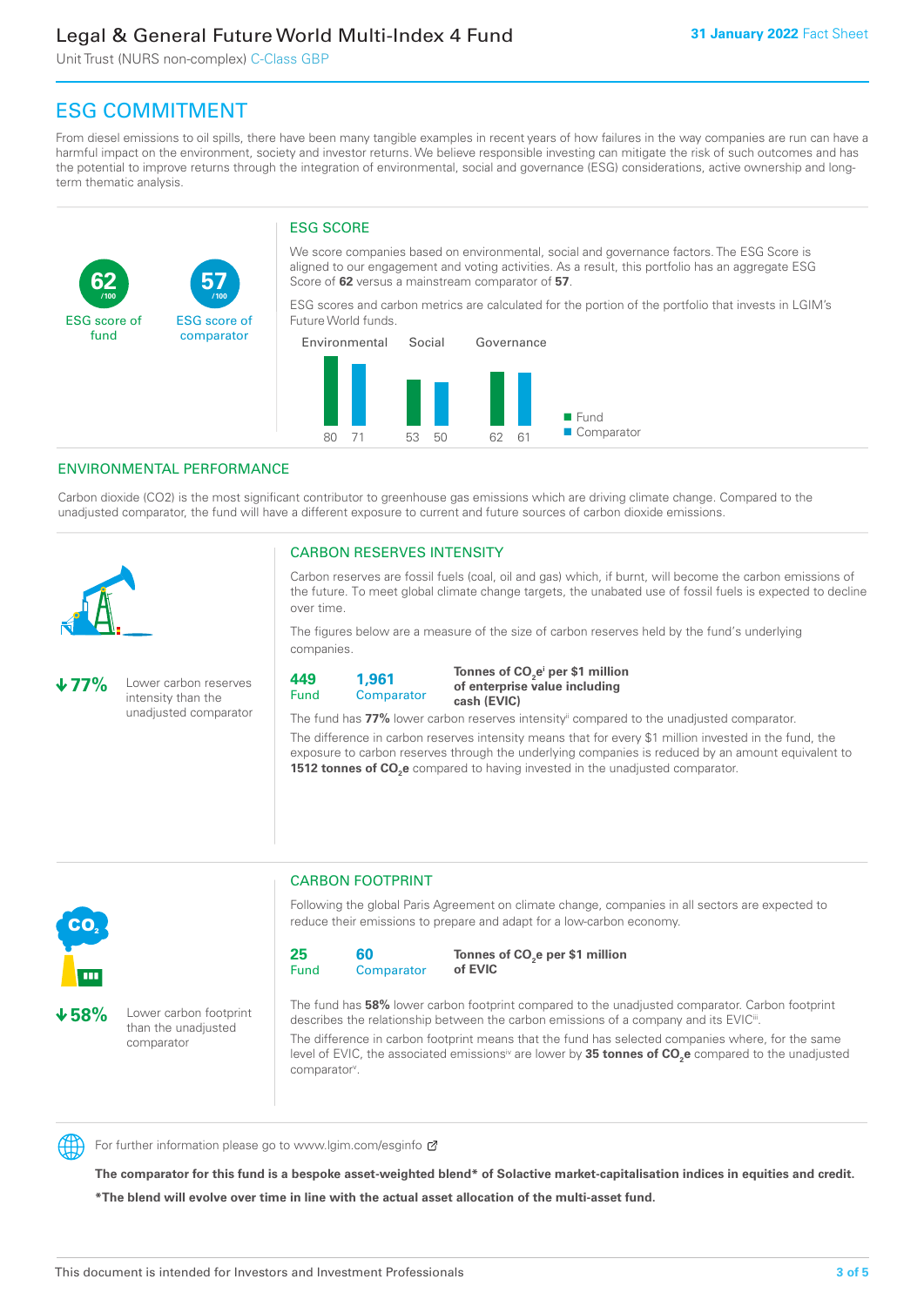# Legal & General Future World Multi-Index 4 Fund

Unit Trust (NURS non-complex) C-Class GBP

**31 January 2022** Fact Sheet

## ESG COMMITMENT

From diesel emissions to oil spills, there have been many tangible examples in recent years of how failures in the way companies are run can have a harmful impact on the environment, society and investor returns. We believe responsible investing can mitigate the risk of such outcomes and has the potential to improve returns through the integration of environmental, social and governance (ESG) considerations, active ownership and long-term thematic analysis.

**62** /100 ESG score of fund

**57** /100 ESG score of comparator

### ESG SCORE

We score companies based on environmental, social and governance factors. The ESG Score is aligned to our engagement and voting activities. As a result, this portfolio has an aggregate ESG Score of **62** versus a mainstream comparator of **57**.

ESG scores and carbon metrics are calculated for the portion of the portfolio that invests in LGIM's Future World funds.

| | Fund | Comparator |
|---|---|---|
| Environmental | 80 | 71 |
| Social | 53 | 50 |
| Governance | 62 | 61 |

## ENVIRONMENTAL PERFORMANCE

Carbon dioxide (CO2) is the most significant contributor to greenhouse gas emissions which are driving climate change. Compared to the unadjusted comparator, the fund will have a different exposure to current and future sources of carbon dioxide emissions.

**↓77%** Lower carbon reserves intensity than the unadjusted comparator

### CARBON RESERVES INTENSITY

Carbon reserves are fossil fuels (coal, oil and gas) which, if burnt, will become the carbon emissions of the future. To meet global climate change targets, the unabated use of fossil fuels is expected to decline over time.

The figures below are a measure of the size of carbon reserves held by the fund's underlying companies.

**449** Fund | **1,961** Comparator | **Tonnes of $CO_2e$[i] per $1 million of enterprise value including cash (EVIC)**

The fund has **77%** lower carbon reserves intensity[ii] compared to the unadjusted comparator.

The difference in carbon reserves intensity means that for every $1 million invested in the fund, the exposure to carbon reserves through the underlying companies is reduced by an amount equivalent to **1512 tonnes of $CO_2e$** compared to having invested in the unadjusted comparator.

**↓58%** Lower carbon footprint than the unadjusted comparator

### CARBON FOOTPRINT

Following the global Paris Agreement on climate change, companies in all sectors are expected to reduce their emissions to prepare and adapt for a low-carbon economy.

**25** Fund | **60** Comparator | **Tonnes of $CO_2e$ per $1 million of EVIC**

The fund has **58%** lower carbon footprint compared to the unadjusted comparator. Carbon footprint describes the relationship between the carbon emissions of a company and its EVIC[iii].

The difference in carbon footprint means that the fund has selected companies where, for the same level of EVIC, the associated emissions[iv] are lower by **35 tonnes of $CO_2e$** compared to the unadjusted comparator[v].

For further information please go to www.lgim.com/esginfo

**The comparator for this fund is a bespoke asset-weighted blend* of Solactive market-capitalisation indices in equities and credit.**

***The blend will evolve over time in line with the actual asset allocation of the multi-asset fund.**

This document is intended for Investors and Investment Professionals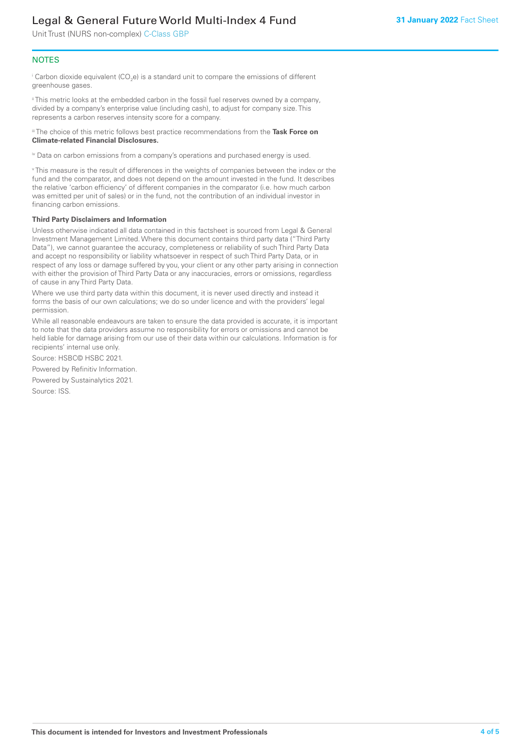## NOTES

[i] Carbon dioxide equivalent ($CO_2e$) is a standard unit to compare the emissions of different greenhouse gases.

[ii] This metric looks at the embedded carbon in the fossil fuel reserves owned by a company, divided by a company's enterprise value (including cash), to adjust for company size. This represents a carbon reserves intensity score for a company.

[iii] The choice of this metric follows best practice recommendations from the **Task Force on Climate-related Financial Disclosures.**

[iv] Data on carbon emissions from a company's operations and purchased energy is used.

[v] This measure is the result of differences in the weights of companies between the index or the fund and the comparator, and does not depend on the amount invested in the fund. It describes the relative 'carbon efficiency' of different companies in the comparator (i.e. how much carbon was emitted per unit of sales) or in the fund, not the contribution of an individual investor in financing carbon emissions.

**Third Party Disclaimers and Information**

Unless otherwise indicated all data contained in this factsheet is sourced from Legal & General Investment Management Limited. Where this document contains third party data ("Third Party Data"), we cannot guarantee the accuracy, completeness or reliability of such Third Party Data and accept no responsibility or liability whatsoever in respect of such Third Party Data, or in respect of any loss or damage suffered by you, your client or any other party arising in connection with either the provision of Third Party Data or any inaccuracies, errors or omissions, regardless of cause in any Third Party Data.

Where we use third party data within this document, it is never used directly and instead it forms the basis of our own calculations; we do so under licence and with the providers' legal permission.

While all reasonable endeavours are taken to ensure the data provided is accurate, it is important to note that the data providers assume no responsibility for errors or omissions and cannot be held liable for damage arising from our use of their data within our calculations. Information is for recipients' internal use only.

Source: HSBC© HSBC 2021.

Powered by Refinitiv Information.

Powered by Sustainalytics 2021.

Source: ISS.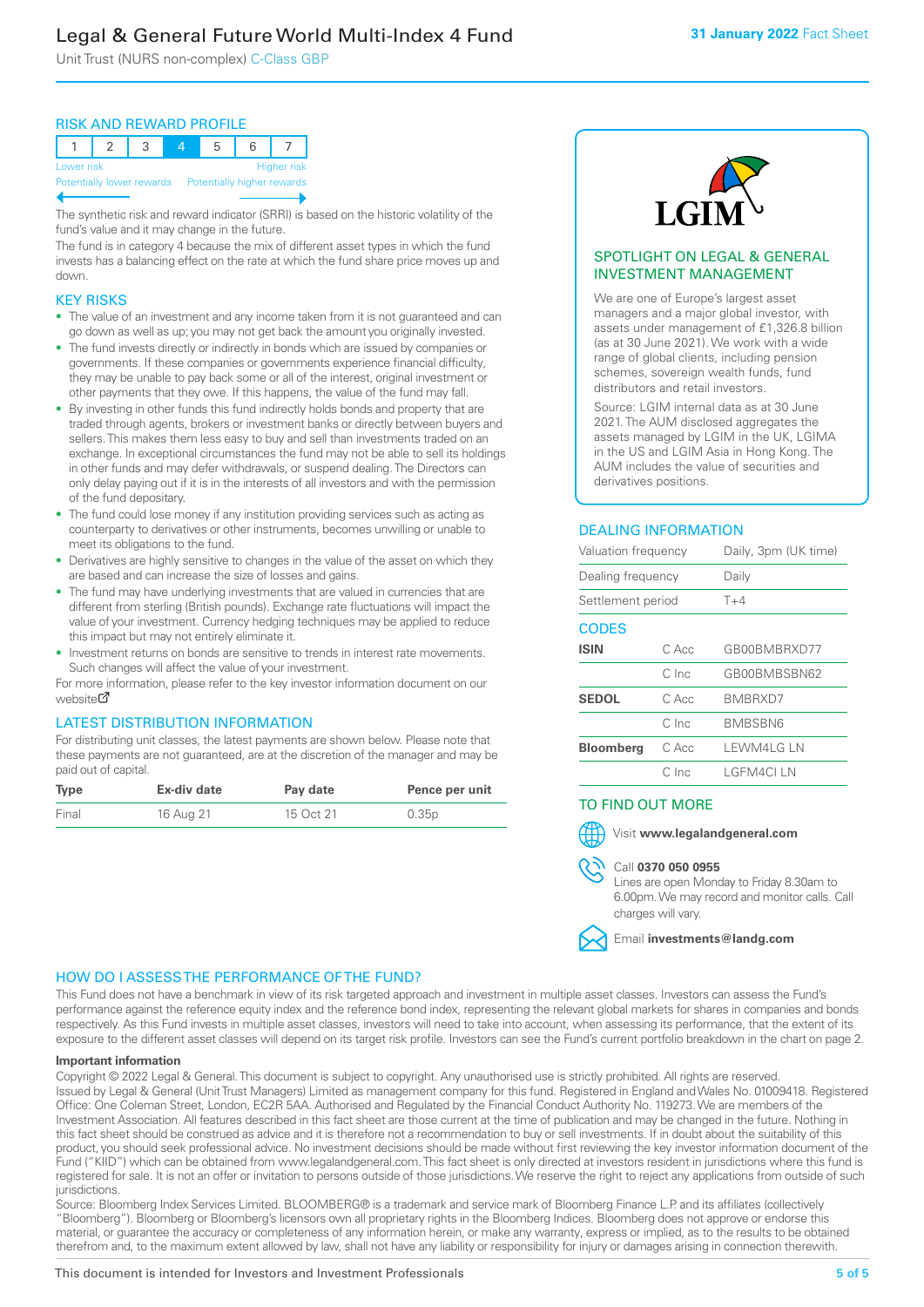# Legal & General Future World Multi-Index 4 Fund

Unit Trust (NURS non-complex) C-Class GBP

31 January 2022 Fact Sheet

## RISK AND REWARD PROFILE

| 1 | 2 | 3 | 4 | 5 | 6 | 7 |
|---|---|---|---|---|---|---|

Lower risk — Higher risk

Potentially lower rewards — Potentially higher rewards

The synthetic risk and reward indicator (SRRI) is based on the historic volatility of the fund's value and it may change in the future.

The fund is in category 4 because the mix of different asset types in which the fund invests has a balancing effect on the rate at which the fund share price moves up and down.

## KEY RISKS

- The value of an investment and any income taken from it is not guaranteed and can go down as well as up; you may not get back the amount you originally invested.
- The fund invests directly or indirectly in bonds which are issued by companies or governments. If these companies or governments experience financial difficulty, they may be unable to pay back some or all of the interest, original investment or other payments that they owe. If this happens, the value of the fund may fall.
- By investing in other funds this fund indirectly holds bonds and property that are traded through agents, brokers or investment banks or directly between buyers and sellers. This makes them less easy to buy and sell than investments traded on an exchange. In exceptional circumstances the fund may not be able to sell its holdings in other funds and may defer withdrawals, or suspend dealing. The Directors can only delay paying out if it is in the interests of all investors and with the permission of the fund depositary.
- The fund could lose money if any institution providing services such as acting as counterparty to derivatives or other instruments, becomes unwilling or unable to meet its obligations to the fund.
- Derivatives are highly sensitive to changes in the value of the asset on which they are based and can increase the size of losses and gains.
- The fund may have underlying investments that are valued in currencies that are different from sterling (British pounds). Exchange rate fluctuations will impact the value of your investment. Currency hedging techniques may be applied to reduce this impact but may not entirely eliminate it.
- Investment returns on bonds are sensitive to trends in interest rate movements. Such changes will affect the value of your investment.

For more information, please refer to the key investor information document on our website

## LATEST DISTRIBUTION INFORMATION

For distributing unit classes, the latest payments are shown below. Please note that these payments are not guaranteed, are at the discretion of the manager and may be paid out of capital.

| Type | Ex-div date | Pay date | Pence per unit |
|---|---|---|---|
| Final | 16 Aug 21 | 15 Oct 21 | 0.35p |

## SPOTLIGHT ON LEGAL & GENERAL INVESTMENT MANAGEMENT

We are one of Europe's largest asset managers and a major global investor, with assets under management of £1,326.8 billion (as at 30 June 2021). We work with a wide range of global clients, including pension schemes, sovereign wealth funds, fund distributors and retail investors.

Source: LGIM internal data as at 30 June 2021. The AUM disclosed aggregates the assets managed by LGIM in the UK, LGIMA in the US and LGIM Asia in Hong Kong. The AUM includes the value of securities and derivatives positions.

## DEALING INFORMATION

| | |
|---|---|
| Valuation frequency | Daily, 3pm (UK time) |
| Dealing frequency | Daily |
| Settlement period | T+4 |

## CODES

| | | |
|---|---|---|
| **ISIN** | C Acc | GB00BMBRXD77 |
| | C Inc | GB00BMBSBN62 |
| **SEDOL** | C Acc | BMBRXD7 |
| | C Inc | BMBSBN6 |
| **Bloomberg** | C Acc | LEWM4LG LN |
| | C Inc | LGFM4CI LN |

## TO FIND OUT MORE

Visit **www.legalandgeneral.com**

Call **0370 050 0955**
Lines are open Monday to Friday 8.30am to 6.00pm. We may record and monitor calls. Call charges will vary.

Email **investments@landg.com**

## HOW DO I ASSESS THE PERFORMANCE OF THE FUND?

This Fund does not have a benchmark in view of its risk targeted approach and investment in multiple asset classes. Investors can assess the Fund's performance against the reference equity index and the reference bond index, representing the relevant global markets for shares in companies and bonds respectively. As this Fund invests in multiple asset classes, investors will need to take into account, when assessing its performance, that the extent of its exposure to the different asset classes will depend on its target risk profile. Investors can see the Fund's current portfolio breakdown in the chart on page 2.

**Important information**

Copyright © 2022 Legal & General. This document is subject to copyright. Any unauthorised use is strictly prohibited. All rights are reserved.

Issued by Legal & General (Unit Trust Managers) Limited as management company for this fund. Registered in England and Wales No. 01009418. Registered Office: One Coleman Street, London, EC2R 5AA. Authorised and Regulated by the Financial Conduct Authority No. 119273. We are members of the Investment Association. All features described in this fact sheet are those current at the time of publication and may be changed in the future. Nothing in this fact sheet should be construed as advice and it is therefore not a recommendation to buy or sell investments. If in doubt about the suitability of this product, you should seek professional advice. No investment decisions should be made without first reviewing the key investor information document of the Fund ("KIID") which can be obtained from www.legalandgeneral.com. This fact sheet is only directed at investors resident in jurisdictions where this fund is registered for sale. It is not an offer or invitation to persons outside of those jurisdictions. We reserve the right to reject any applications from outside of such jurisdictions.

Source: Bloomberg Index Services Limited. BLOOMBERG® is a trademark and service mark of Bloomberg Finance L.P. and its affiliates (collectively "Bloomberg"). Bloomberg or Bloomberg's licensors own all proprietary rights in the Bloomberg Indices. Bloomberg does not approve or endorse this material, or guarantee the accuracy or completeness of any information herein, or make any warranty, express or implied, as to the results to be obtained therefrom and, to the maximum extent allowed by law, shall not have any liability or responsibility for injury or damages arising in connection therewith.

This document is intended for Investors and Investment Professionals